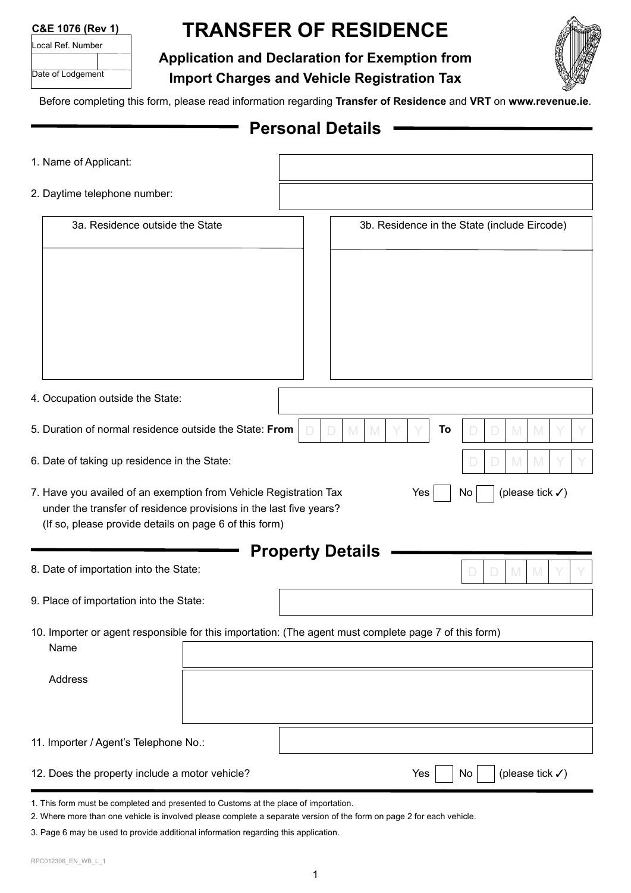C&E 1076 (Rev 1)

| Local Ref. Number | |
|---|---|
| Date of Lodgement | |

# TRANSFER OF RESIDENCE

## Application and Declaration for Exemption from Import Charges and Vehicle Registration Tax

Before completing this form, please read information regarding **Transfer of Residence** and **VRT** on **www.revenue.ie**.

## Personal Details

1. Name of Applicant:

2. Daytime telephone number:

| 3a. Residence outside the State | 3b. Residence in the State (include Eircode) |
|---|---|
| | |

4. Occupation outside the State:

5. Duration of normal residence outside the State: **From** D D M M Y Y **To** D D M M Y Y

6. Date of taking up residence in the State: D D M M Y Y

7. Have you availed of an exemption from Vehicle Registration Tax under the transfer of residence provisions in the last five years? (If so, please provide details on page 6 of this form) Yes ☐ No ☐ (please tick ✓)

## Property Details

8. Date of importation into the State: D D M M Y Y

9. Place of importation into the State:

10. Importer or agent responsible for this importation: (The agent must complete page 7 of this form)
   Name
   Address

11. Importer / Agent's Telephone No.:

12. Does the property include a motor vehicle? Yes ☐ No ☐ (please tick ✓)

---

1. This form must be completed and presented to Customs at the place of importation.
2. Where more than one vehicle is involved please complete a separate version of the form on page 2 for each vehicle.
3. Page 6 may be used to provide additional information regarding this application.

RPC012306_EN_WB_L_1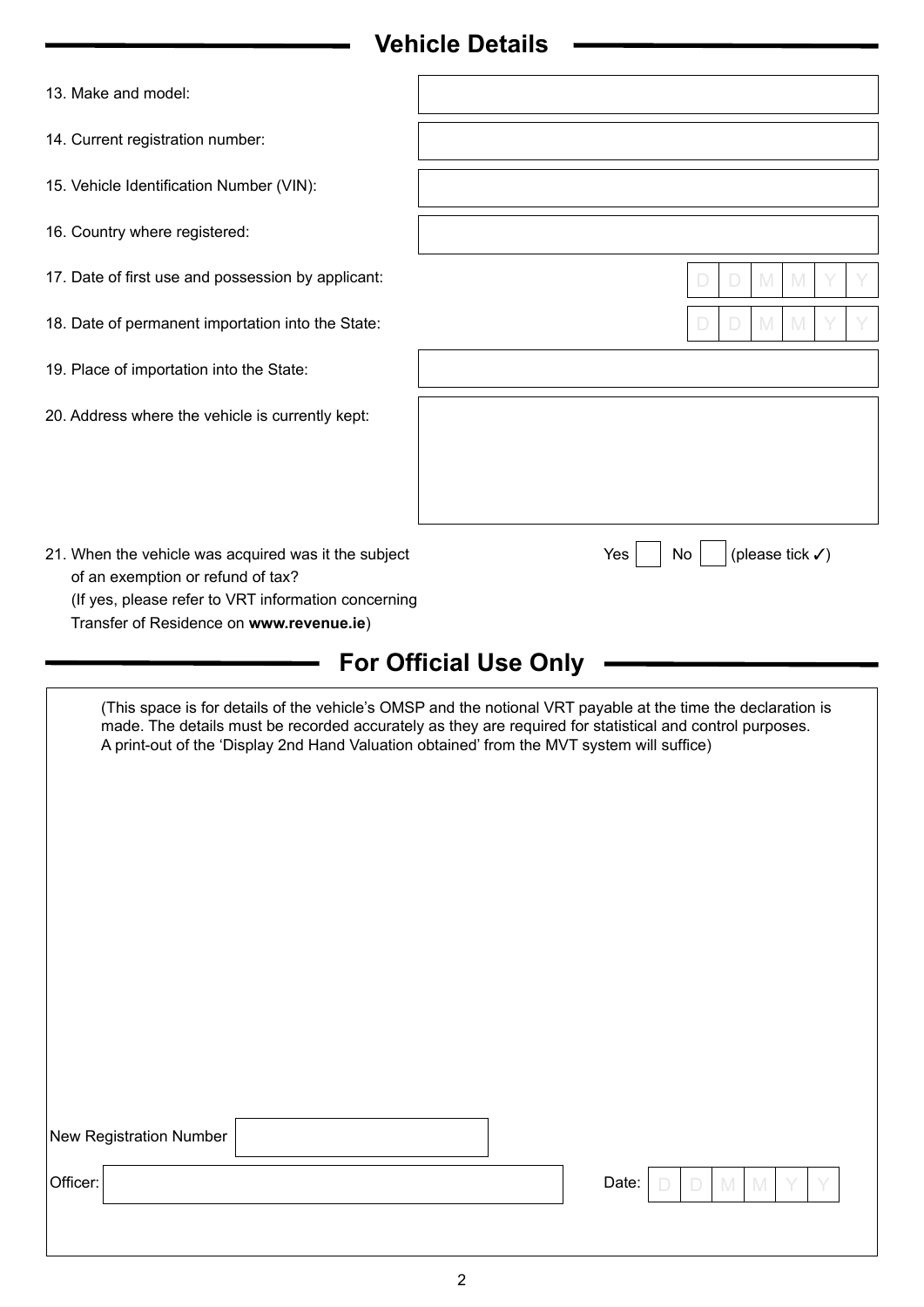## Vehicle Details

13. Make and model:

14. Current registration number:

15. Vehicle Identification Number (VIN):

16. Country where registered:

17. Date of first use and possession by applicant: D D M M Y Y

18. Date of permanent importation into the State: D D M M Y Y

19. Place of importation into the State:

20. Address where the vehicle is currently kept:

21. When the vehicle was acquired was it the subject of an exemption or refund of tax? Yes ☐ No ☐ (please tick ✓)
    (If yes, please refer to VRT information concerning Transfer of Residence on **www.revenue.ie**)

## For Official Use Only

(This space is for details of the vehicle's OMSP and the notional VRT payable at the time the declaration is made. The details must be recorded accurately as they are required for statistical and control purposes. A print-out of the 'Display 2nd Hand Valuation obtained' from the MVT system will suffice)

New Registration Number

Officer:

Date: D D M M Y Y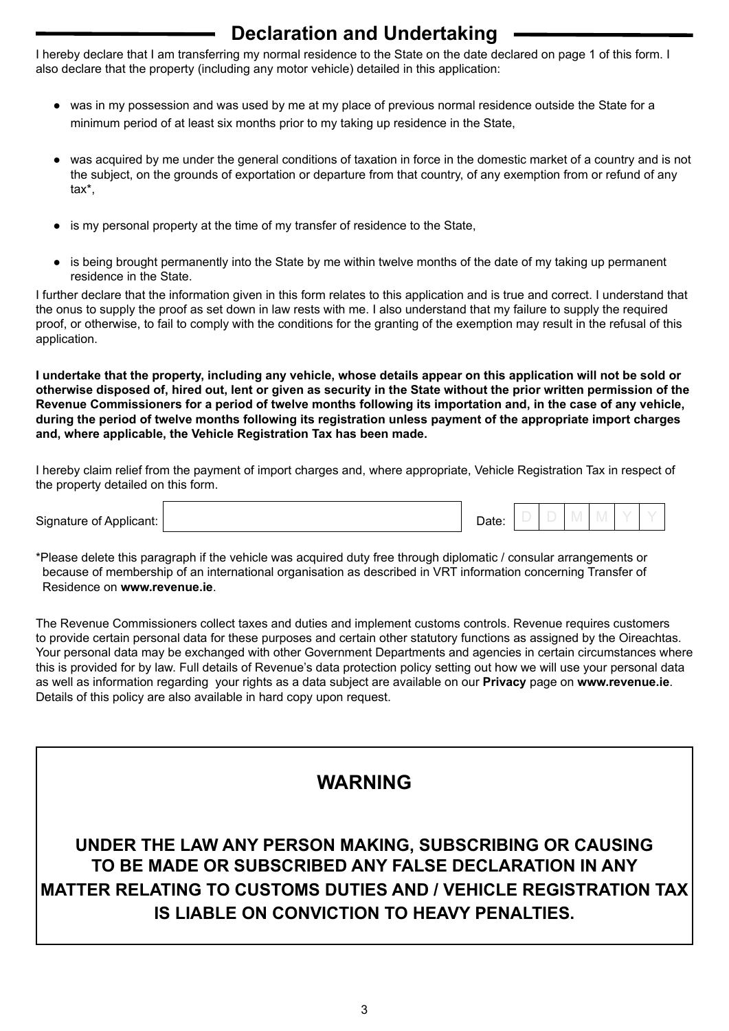## Declaration and Undertaking

I hereby declare that I am transferring my normal residence to the State on the date declared on page 1 of this form. I also declare that the property (including any motor vehicle) detailed in this application:

- was in my possession and was used by me at my place of previous normal residence outside the State for a minimum period of at least six months prior to my taking up residence in the State,
- was acquired by me under the general conditions of taxation in force in the domestic market of a country and is not the subject, on the grounds of exportation or departure from that country, of any exemption from or refund of any tax*,
- is my personal property at the time of my transfer of residence to the State,
- is being brought permanently into the State by me within twelve months of the date of my taking up permanent residence in the State.

I further declare that the information given in this form relates to this application and is true and correct. I understand that the onus to supply the proof as set down in law rests with me. I also understand that my failure to supply the required proof, or otherwise, to fail to comply with the conditions for the granting of the exemption may result in the refusal of this application.

**I undertake that the property, including any vehicle, whose details appear on this application will not be sold or otherwise disposed of, hired out, lent or given as security in the State without the prior written permission of the Revenue Commissioners for a period of twelve months following its importation and, in the case of any vehicle, during the period of twelve months following its registration unless payment of the appropriate import charges and, where applicable, the Vehicle Registration Tax has been made.**

I hereby claim relief from the payment of import charges and, where appropriate, Vehicle Registration Tax in respect of the property detailed on this form.

Signature of Applicant: ______________________ Date: D D M M Y Y

*Please delete this paragraph if the vehicle was acquired duty free through diplomatic / consular arrangements or because of membership of an international organisation as described in VRT information concerning Transfer of Residence on **www.revenue.ie**.

The Revenue Commissioners collect taxes and duties and implement customs controls. Revenue requires customers to provide certain personal data for these purposes and certain other statutory functions as assigned by the Oireachtas. Your personal data may be exchanged with other Government Departments and agencies in certain circumstances where this is provided for by law. Full details of Revenue's data protection policy setting out how we will use your personal data as well as information regarding your rights as a data subject are available on our **Privacy** page on **www.revenue.ie**. Details of this policy are also available in hard copy upon request.

## WARNING

**UNDER THE LAW ANY PERSON MAKING, SUBSCRIBING OR CAUSING TO BE MADE OR SUBSCRIBED ANY FALSE DECLARATION IN ANY MATTER RELATING TO CUSTOMS DUTIES AND / VEHICLE REGISTRATION TAX IS LIABLE ON CONVICTION TO HEAVY PENALTIES.**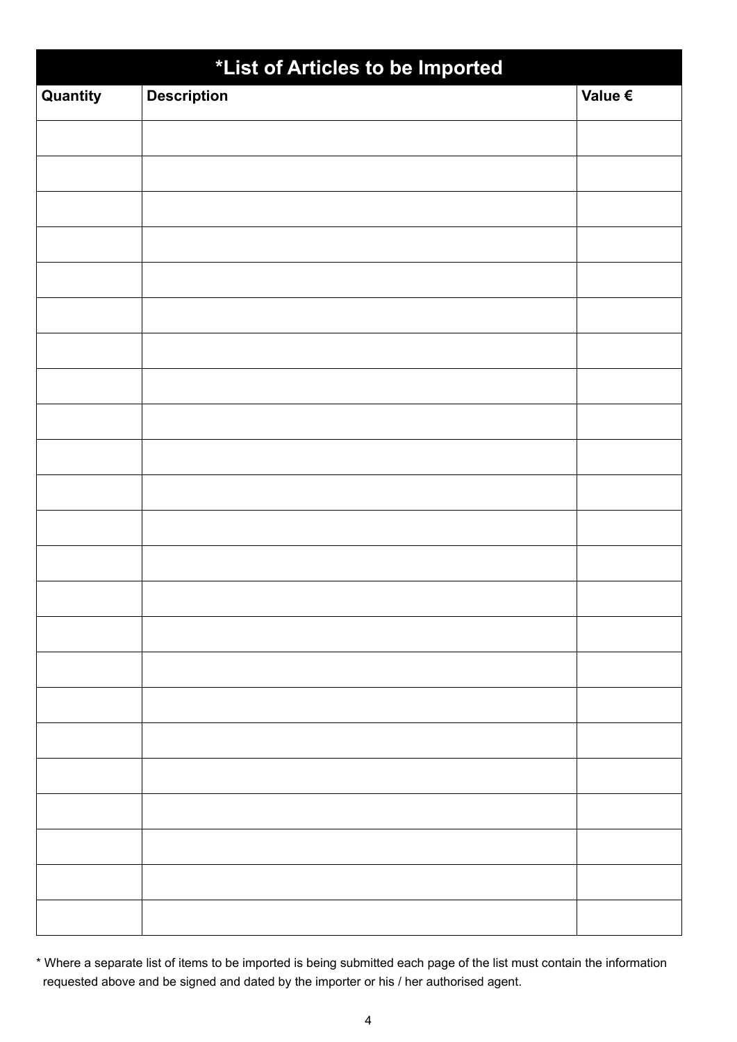## *List of Articles to be Imported

| Quantity | Description | Value € |
|---|---|---|
| | | |
| | | |
| | | |
| | | |
| | | |
| | | |
| | | |
| | | |
| | | |
| | | |
| | | |
| | | |
| | | |
| | | |
| | | |
| | | |
| | | |
| | | |
| | | |
| | | |
| | | |
| | | |
| | | |

* Where a separate list of items to be imported is being submitted each page of the list must contain the information requested above and be signed and dated by the importer or his / her authorised agent.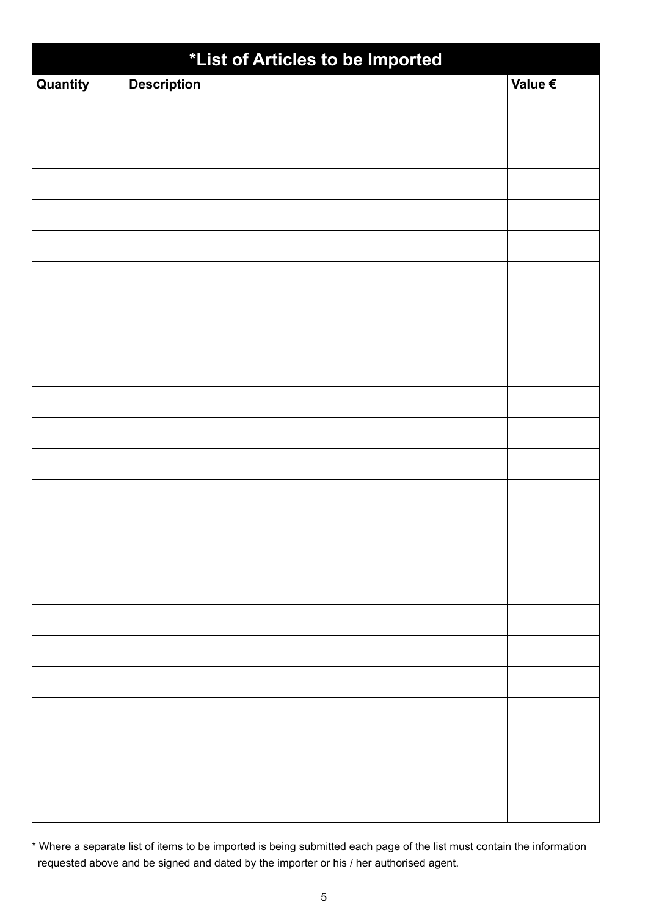## *List of Articles to be Imported

| Quantity | Description | Value € |
|---|---|---|
| | | |
| | | |
| | | |
| | | |
| | | |
| | | |
| | | |
| | | |
| | | |
| | | |
| | | |
| | | |
| | | |
| | | |
| | | |
| | | |
| | | |
| | | |
| | | |
| | | |
| | | |
| | | |
| | | |

* Where a separate list of items to be imported is being submitted each page of the list must contain the information requested above and be signed and dated by the importer or his / her authorised agent.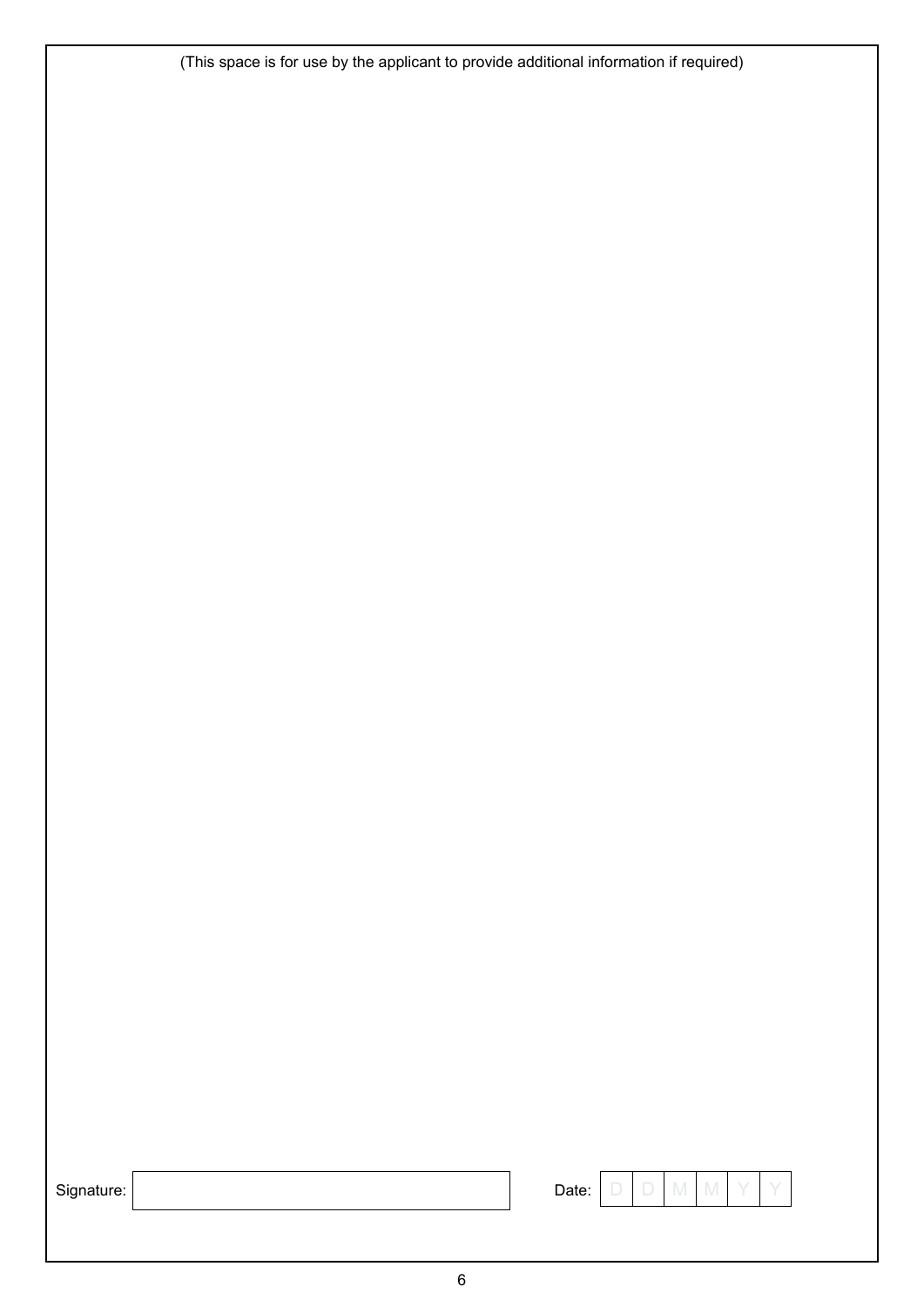(This space is for use by the applicant to provide additional information if required)

Signature: | Date: D D M M Y Y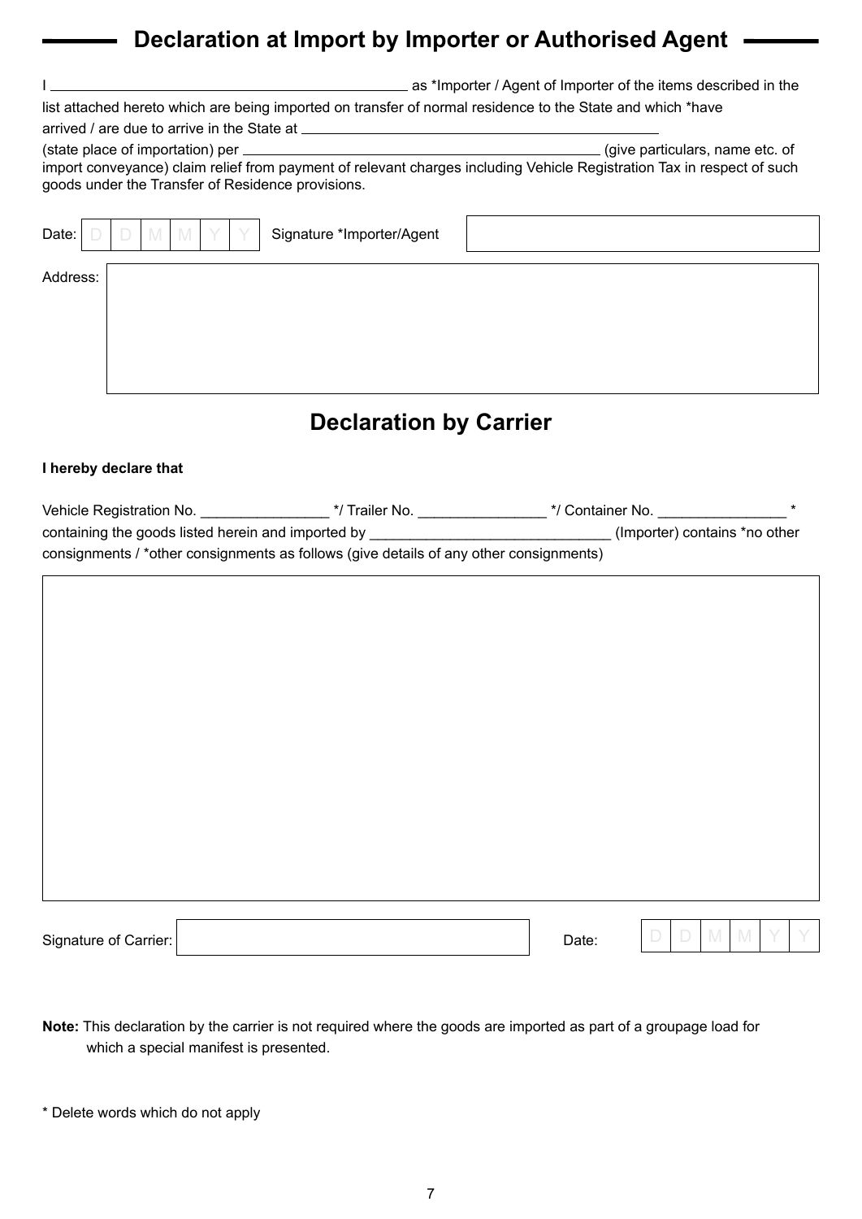## Declaration at Import by Importer or Authorised Agent

I ______________________________________________ as *Importer / Agent of Importer of the items described in the list attached hereto which are being imported on transfer of normal residence to the State and which *have arrived / are due to arrive in the State at ______________________________________________ (state place of importation) per ______________________________________________ (give particulars, name etc. of import conveyance) claim relief from payment of relevant charges including Vehicle Registration Tax in respect of such goods under the Transfer of Residence provisions.

Date: D D M M Y Y Signature *Importer/Agent ____________________

Address: ____________________

## Declaration by Carrier

**I hereby declare that**

Vehicle Registration No. ________________ */ Trailer No. ________________ */ Container No. ________________ * containing the goods listed herein and imported by ______________________________ (Importer) contains *no other consignments / *other consignments as follows (give details of any other consignments)

____________________

Signature of Carrier: ____________________ Date: D D M M Y Y

**Note:** This declaration by the carrier is not required where the goods are imported as part of a groupage load for which a special manifest is presented.

* Delete words which do not apply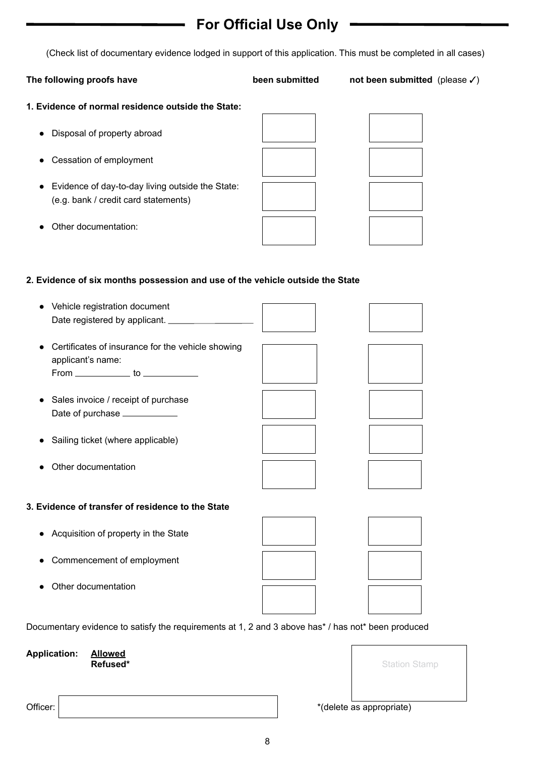## For Official Use Only

(Check list of documentary evidence lodged in support of this application. This must be completed in all cases)

| The following proofs have | been submitted | not been submitted (please ✓) |
|---|---|---|
| **1. Evidence of normal residence outside the State:** | | |
| • Disposal of property abroad | | |
| • Cessation of employment | | |
| • Evidence of day-to-day living outside the State: (e.g. bank / credit card statements) | | |
| • Other documentation: | | |
| **2. Evidence of six months possession and use of the vehicle outside the State** | | |
| • Vehicle registration document Date registered by applicant. ________ | | |
| • Certificates of insurance for the vehicle showing applicant's name: From ________ to ________ | | |
| • Sales invoice / receipt of purchase Date of purchase ________ | | |
| • Sailing ticket (where applicable) | | |
| • Other documentation | | |
| **3. Evidence of transfer of residence to the State** | | |
| • Acquisition of property in the State | | |
| • Commencement of employment | | |
| • Other documentation | | |

Documentary evidence to satisfy the requirements at 1, 2 and 3 above has* / has not* been produced

**Application:** **Allowed**
**Refused***

Station Stamp

Officer: ____________________

*(delete as appropriate)